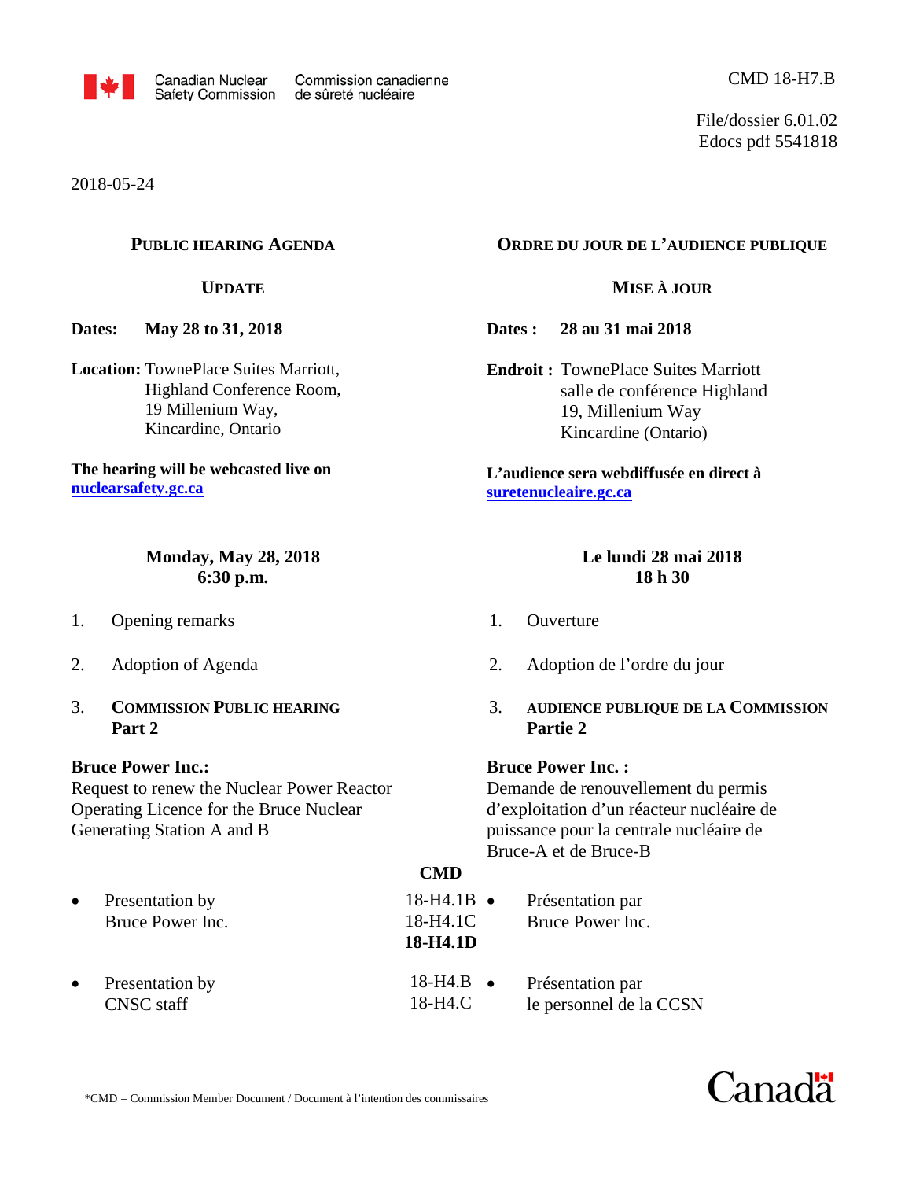Canadian Nuclear Safety Commission / Commission canadienne de sûreté nucléaire

CMD 18-H7.B

File/dossier 6.01.02
Edocs pdf 5541818

2018-05-24

## PUBLIC HEARING AGENDA

## UPDATE

**Dates:** **May 28 to 31, 2018**

**Location:** TownePlace Suites Marriott,
Highland Conference Room,
19 Millenium Way,
Kincardine, Ontario

**The hearing will be webcasted live on nuclearsafety.gc.ca**

## ORDRE DU JOUR DE L'AUDIENCE PUBLIQUE

## MISE À JOUR

**Dates :** **28 au 31 mai 2018**

**Endroit :** TownePlace Suites Marriott
salle de conférence Highland
19, Millenium Way
Kincardine (Ontario)

**L'audience sera webdiffusée en direct à suretenucleaire.gc.ca**

### Monday, May 28, 2018 6:30 p.m.

### Le lundi 28 mai 2018 18 h 30

1. Opening remarks
2. Adoption of Agenda
3. **COMMISSION PUBLIC HEARING Part 2**

1. Ouverture
2. Adoption de l'ordre du jour
3. **AUDIENCE PUBLIQUE DE LA COMMISSION Partie 2**

**Bruce Power Inc.:**
Request to renew the Nuclear Power Reactor Operating Licence for the Bruce Nuclear Generating Station A and B

**Bruce Power Inc. :**
Demande de renouvellement du permis d'exploitation d'un réacteur nucléaire de puissance pour la centrale nucléaire de Bruce-A et de Bruce-B

| | CMD | |
|---|---|---|
| • Presentation by Bruce Power Inc. | 18-H4.1B<br>18-H4.1C<br>**18-H4.1D** | • Présentation par Bruce Power Inc. |
| • Presentation by CNSC staff | 18-H4.B<br>18-H4.C | • Présentation par le personnel de la CCSN |

*CMD = Commission Member Document / Document à l'intention des commissaires

Canada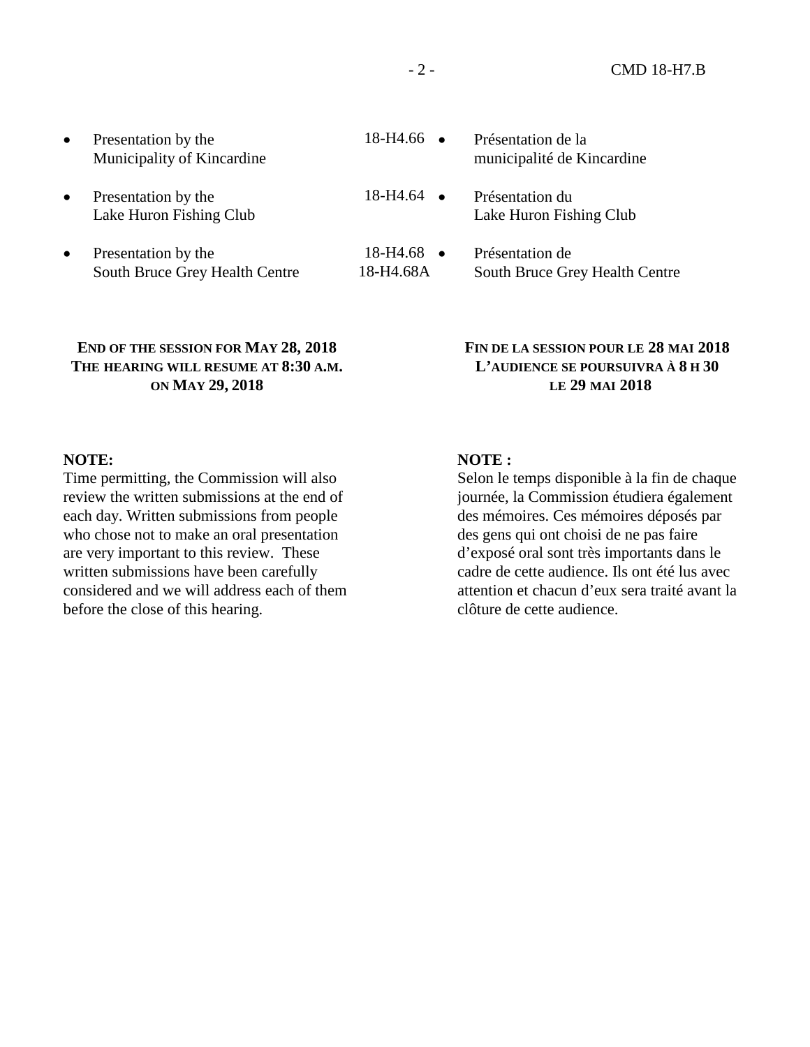- Presentation by the Municipality of Kincardine — 18-H4.66 — Présentation de la municipalité de Kincardine
- Presentation by the Lake Huron Fishing Club — 18-H4.64 — Présentation du Lake Huron Fishing Club
- Presentation by the South Bruce Grey Health Centre — 18-H4.68, 18-H4.68A — Présentation de South Bruce Grey Health Centre

**END OF THE SESSION FOR MAY 28, 2018**
**THE HEARING WILL RESUME AT 8:30 A.M. ON MAY 29, 2018**

**FIN DE LA SESSION POUR LE 28 MAI 2018**
**L'AUDIENCE SE POURSUIVRA À 8 H 30 LE 29 MAI 2018**

**NOTE:**
Time permitting, the Commission will also review the written submissions at the end of each day. Written submissions from people who chose not to make an oral presentation are very important to this review. These written submissions have been carefully considered and we will address each of them before the close of this hearing.

**NOTE :**
Selon le temps disponible à la fin de chaque journée, la Commission étudiera également des mémoires. Ces mémoires déposés par des gens qui ont choisi de ne pas faire d'exposé oral sont très importants dans le cadre de cette audience. Ils ont été lus avec attention et chacun d'eux sera traité avant la clôture de cette audience.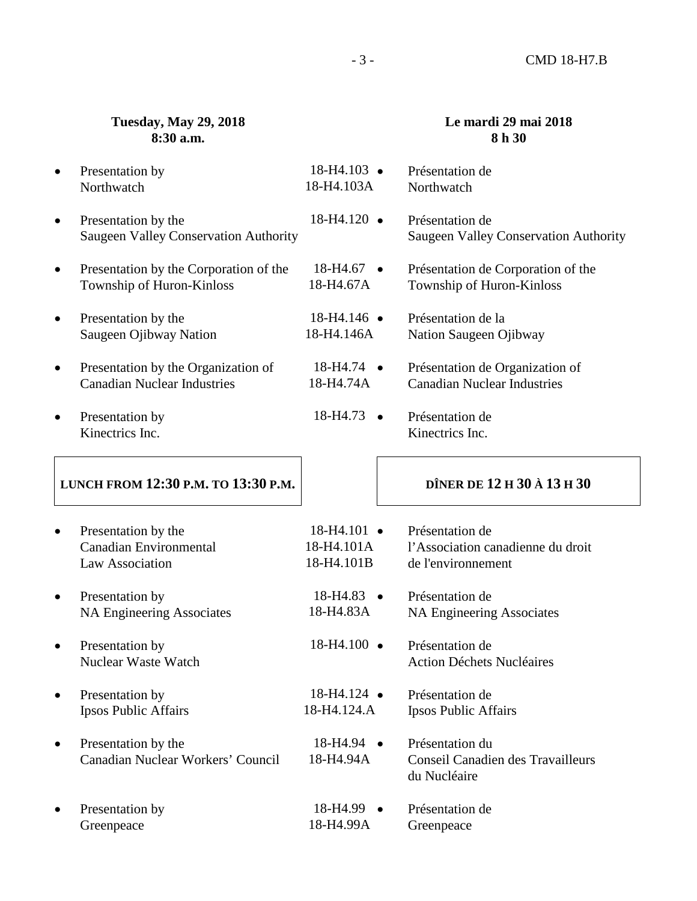**Tuesday, May 29, 2018**
**8:30 a.m.**

**Le mardi 29 mai 2018**
**8 h 30**

| English | Document | Français |
| --- | --- | --- |
| Presentation by Northwatch | 18-H4.103<br>18-H4.103A | Présentation de Northwatch |
| Presentation by the Saugeen Valley Conservation Authority | 18-H4.120 | Présentation de Saugeen Valley Conservation Authority |
| Presentation by the Corporation of the Township of Huron-Kinloss | 18-H4.67<br>18-H4.67A | Présentation de Corporation of the Township of Huron-Kinloss |
| Presentation by the Saugeen Ojibway Nation | 18-H4.146<br>18-H4.146A | Présentation de la Nation Saugeen Ojibway |
| Presentation by the Organization of Canadian Nuclear Industries | 18-H4.74<br>18-H4.74A | Présentation de Organization of Canadian Nuclear Industries |
| Presentation by Kinectrics Inc. | 18-H4.73 | Présentation de Kinectrics Inc. |

**LUNCH FROM 12:30 P.M. TO 13:30 P.M.**

**DÎNER DE 12 H 30 À 13 H 30**

| English | Document | Français |
| --- | --- | --- |
| Presentation by the Canadian Environmental Law Association | 18-H4.101<br>18-H4.101A<br>18-H4.101B | Présentation de l'Association canadienne du droit de l'environnement |
| Presentation by NA Engineering Associates | 18-H4.83<br>18-H4.83A | Présentation de NA Engineering Associates |
| Presentation by Nuclear Waste Watch | 18-H4.100 | Présentation de Action Déchets Nucléaires |
| Presentation by Ipsos Public Affairs | 18-H4.124<br>18-H4.124.A | Présentation de Ipsos Public Affairs |
| Presentation by the Canadian Nuclear Workers' Council | 18-H4.94<br>18-H4.94A | Présentation du Conseil Canadien des Travailleurs du Nucléaire |
| Presentation by Greenpeace | 18-H4.99<br>18-H4.99A | Présentation de Greenpeace |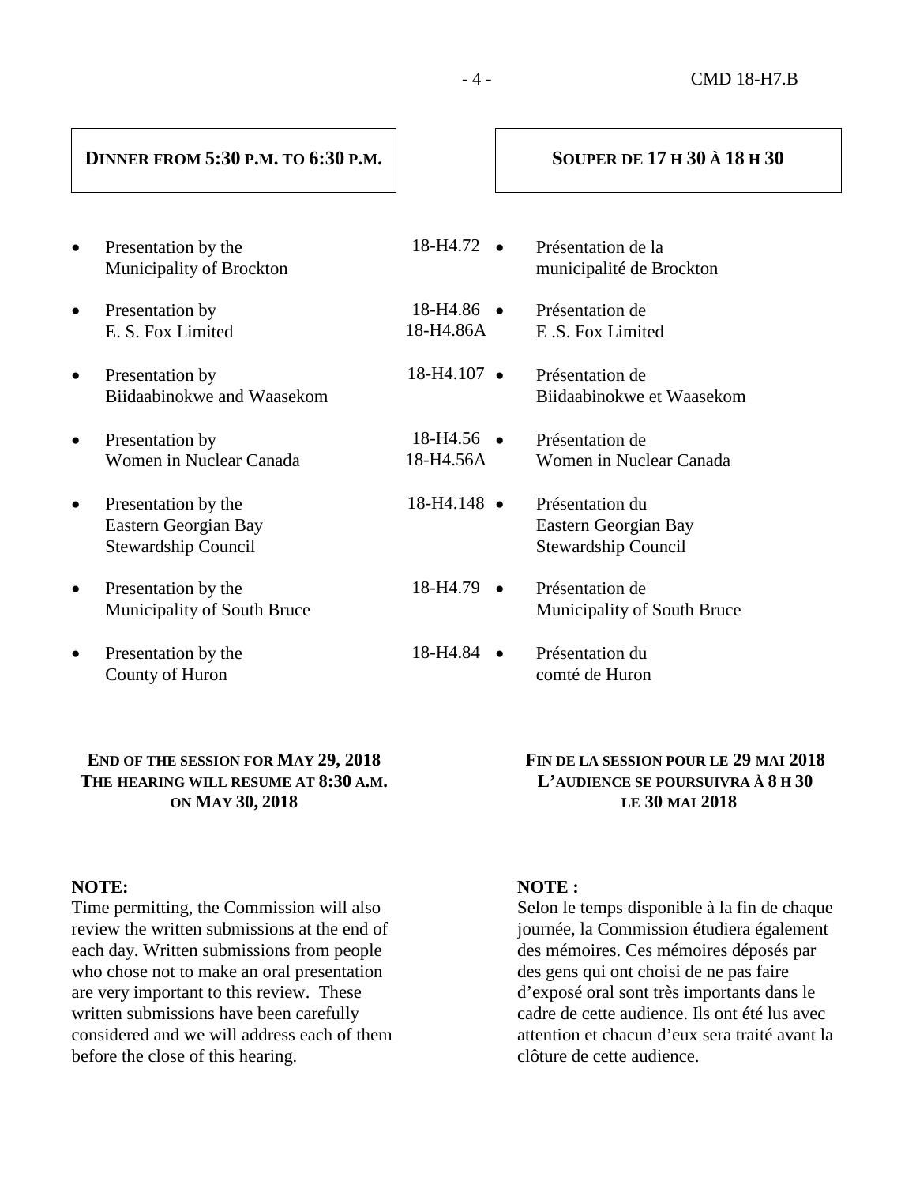**DINNER FROM 5:30 P.M. TO 6:30 P.M.**

**SOUPER DE 17 H 30 À 18 H 30**

| | | |
|---|---|---|
| • Presentation by the Municipality of Brockton | 18-H4.72 | • Présentation de la municipalité de Brockton |
| • Presentation by E. S. Fox Limited | 18-H4.86<br>18-H4.86A | • Présentation de E .S. Fox Limited |
| • Presentation by Biidaabinokwe and Waasekom | 18-H4.107 | • Présentation de Biidaabinokwe et Waasekom |
| • Presentation by Women in Nuclear Canada | 18-H4.56<br>18-H4.56A | • Présentation de Women in Nuclear Canada |
| • Presentation by the Eastern Georgian Bay Stewardship Council | 18-H4.148 | • Présentation du Eastern Georgian Bay Stewardship Council |
| • Presentation by the Municipality of South Bruce | 18-H4.79 | • Présentation de Municipality of South Bruce |
| • Presentation by the County of Huron | 18-H4.84 | • Présentation du comté de Huron |

**END OF THE SESSION FOR MAY 29, 2018**
**THE HEARING WILL RESUME AT 8:30 A.M. ON MAY 30, 2018**

**FIN DE LA SESSION POUR LE 29 MAI 2018**
**L'AUDIENCE SE POURSUIVRA À 8 H 30 LE 30 MAI 2018**

**NOTE:**
Time permitting, the Commission will also review the written submissions at the end of each day. Written submissions from people who chose not to make an oral presentation are very important to this review. These written submissions have been carefully considered and we will address each of them before the close of this hearing.

**NOTE :**
Selon le temps disponible à la fin de chaque journée, la Commission étudiera également des mémoires. Ces mémoires déposés par des gens qui ont choisi de ne pas faire d'exposé oral sont très importants dans le cadre de cette audience. Ils ont été lus avec attention et chacun d'eux sera traité avant la clôture de cette audience.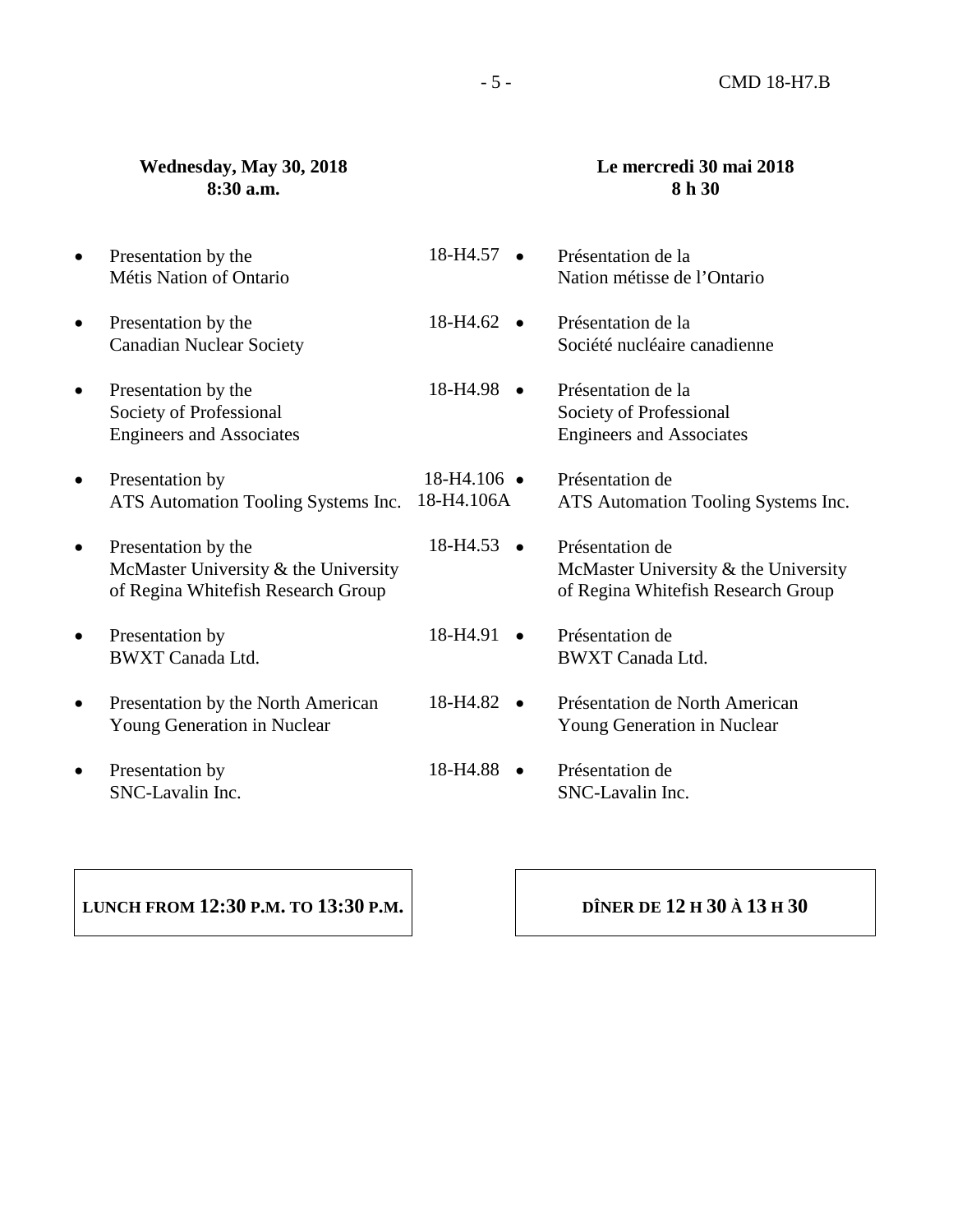| Wednesday, May 30, 2018<br>8:30 a.m. | | Le mercredi 30 mai 2018<br>8 h 30 |
|---|---|---|
| • Presentation by the Métis Nation of Ontario | 18-H4.57 | • Présentation de la Nation métisse de l’Ontario |
| • Presentation by the Canadian Nuclear Society | 18-H4.62 | • Présentation de la Société nucléaire canadienne |
| • Presentation by the Society of Professional Engineers and Associates | 18-H4.98 | • Présentation de la Society of Professional Engineers and Associates |
| • Presentation by ATS Automation Tooling Systems Inc. | 18-H4.106<br>18-H4.106A | • Présentation de ATS Automation Tooling Systems Inc. |
| • Presentation by the McMaster University & the University of Regina Whitefish Research Group | 18-H4.53 | • Présentation de McMaster University & the University of Regina Whitefish Research Group |
| • Presentation by BWXT Canada Ltd. | 18-H4.91 | • Présentation de BWXT Canada Ltd. |
| • Presentation by the North American Young Generation in Nuclear | 18-H4.82 | • Présentation de North American Young Generation in Nuclear |
| • Presentation by SNC-Lavalin Inc. | 18-H4.88 | • Présentation de SNC-Lavalin Inc. |

**LUNCH FROM 12:30 P.M. TO 13:30 P.M.**

**DÎNER DE 12 H 30 À 13 H 30**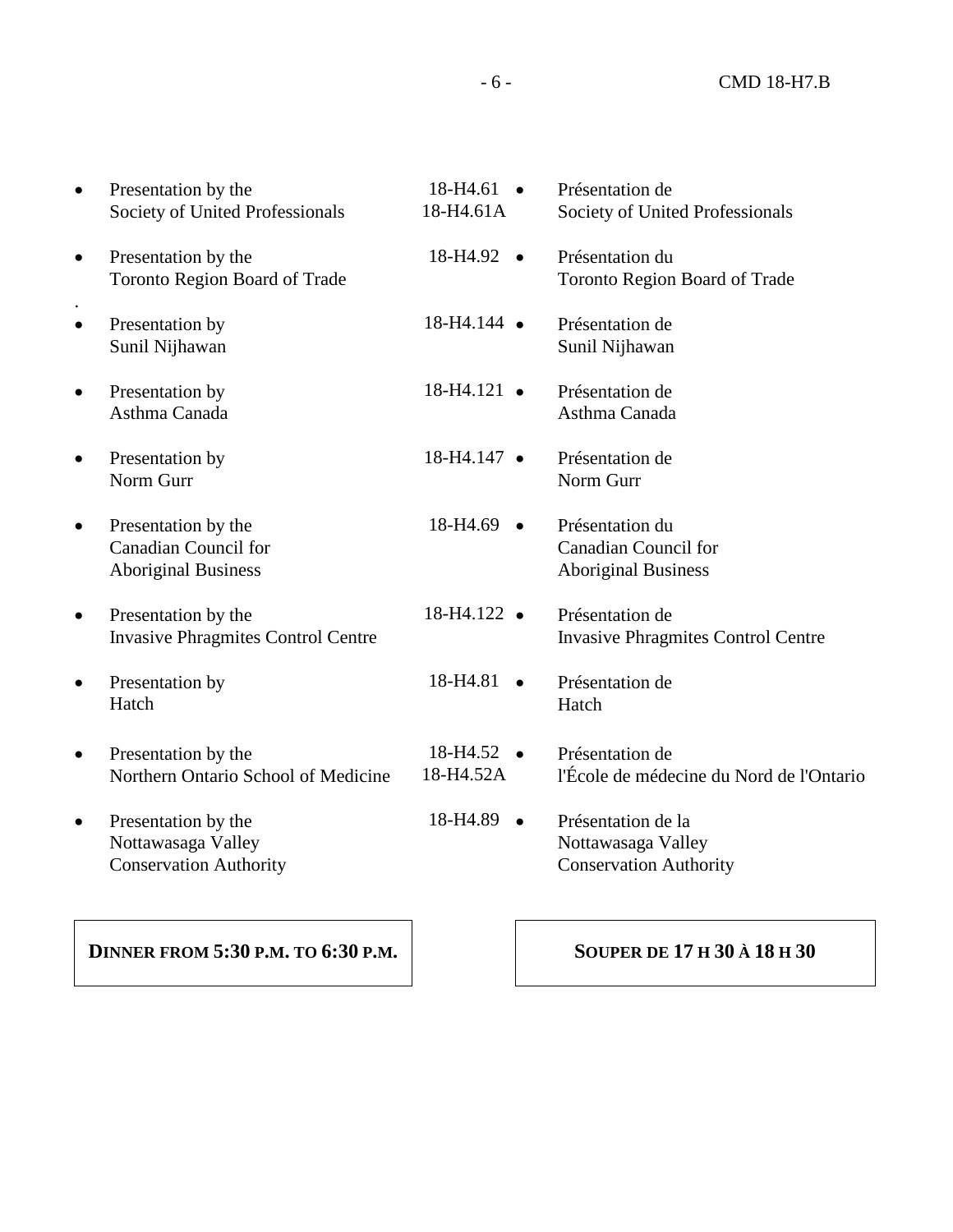| | | |
|---|---|---|
| • Presentation by the Society of United Professionals | 18-H4.61<br>18-H4.61A | • Présentation de Society of United Professionals |
| • Presentation by the Toronto Region Board of Trade | 18-H4.92 | • Présentation du Toronto Region Board of Trade |
| • Presentation by Sunil Nijhawan | 18-H4.144 | • Présentation de Sunil Nijhawan |
| • Presentation by Asthma Canada | 18-H4.121 | • Présentation de Asthma Canada |
| • Presentation by Norm Gurr | 18-H4.147 | • Présentation de Norm Gurr |
| • Presentation by the Canadian Council for Aboriginal Business | 18-H4.69 | • Présentation du Canadian Council for Aboriginal Business |
| • Presentation by the Invasive Phragmites Control Centre | 18-H4.122 | • Présentation de Invasive Phragmites Control Centre |
| • Presentation by Hatch | 18-H4.81 | • Présentation de Hatch |
| • Presentation by the Northern Ontario School of Medicine | 18-H4.52<br>18-H4.52A | • Présentation de l'École de médecine du Nord de l'Ontario |
| • Presentation by the Nottawasaga Valley Conservation Authority | 18-H4.89 | • Présentation de la Nottawasaga Valley Conservation Authority |

**DINNER FROM 5:30 P.M. TO 6:30 P.M.**

**SOUPER DE 17 H 30 À 18 H 30**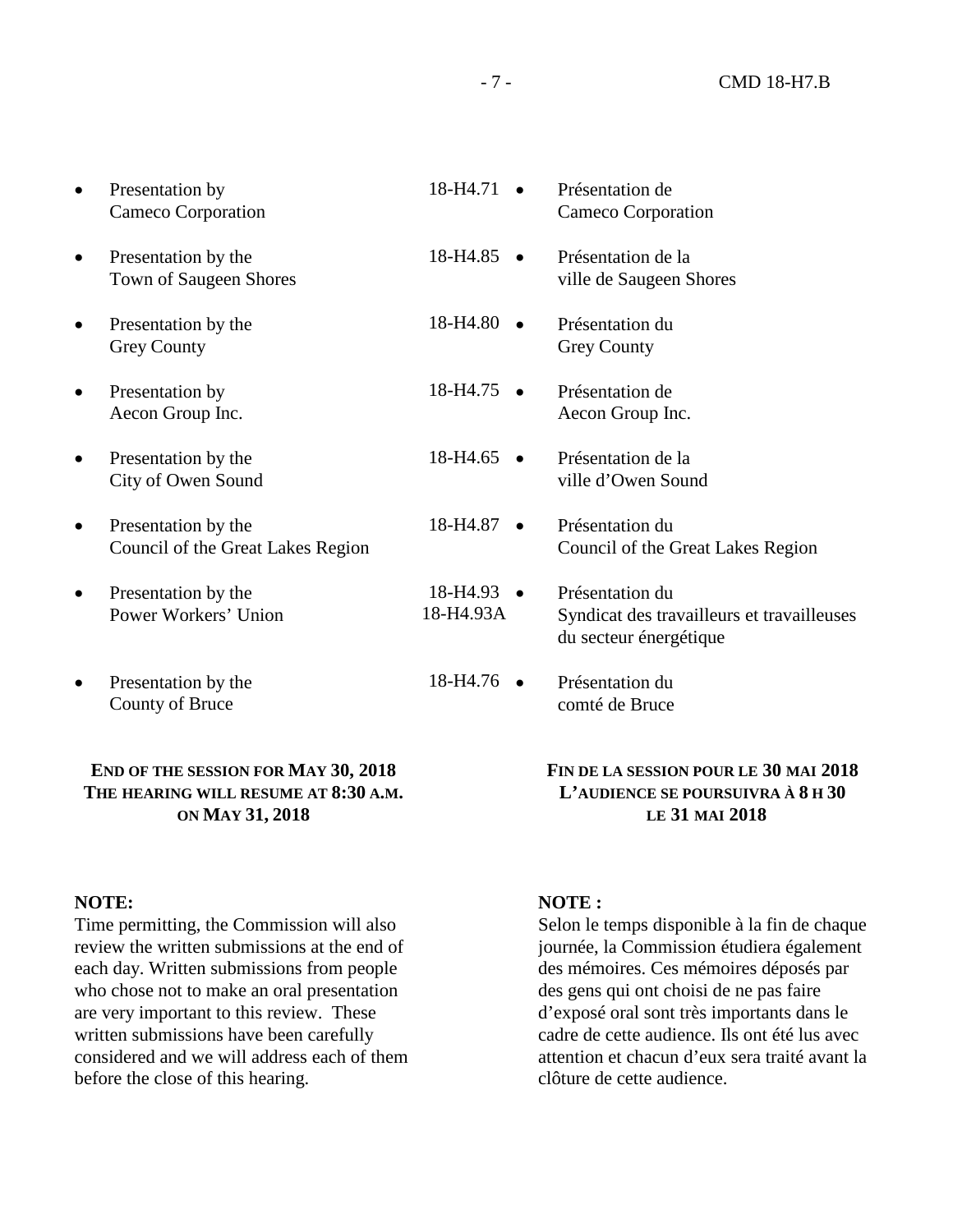| | | |
|---|---|---|
| • Presentation by Cameco Corporation | 18-H4.71 | • Présentation de Cameco Corporation |
| • Presentation by the Town of Saugeen Shores | 18-H4.85 | • Présentation de la ville de Saugeen Shores |
| • Presentation by the Grey County | 18-H4.80 | • Présentation du Grey County |
| • Presentation by Aecon Group Inc. | 18-H4.75 | • Présentation de Aecon Group Inc. |
| • Presentation by the City of Owen Sound | 18-H4.65 | • Présentation de la ville d'Owen Sound |
| • Presentation by the Council of the Great Lakes Region | 18-H4.87 | • Présentation du Council of the Great Lakes Region |
| • Presentation by the Power Workers' Union | 18-H4.93<br>18-H4.93A | • Présentation du Syndicat des travailleurs et travailleuses du secteur énergétique |
| • Presentation by the County of Bruce | 18-H4.76 | • Présentation du comté de Bruce |

**END OF THE SESSION FOR MAY 30, 2018**
**THE HEARING WILL RESUME AT 8:30 A.M. ON MAY 31, 2018**

**FIN DE LA SESSION POUR LE 30 MAI 2018**
**L'AUDIENCE SE POURSUIVRA À 8 H 30 LE 31 MAI 2018**

**NOTE:**
Time permitting, the Commission will also review the written submissions at the end of each day. Written submissions from people who chose not to make an oral presentation are very important to this review. These written submissions have been carefully considered and we will address each of them before the close of this hearing.

**NOTE :**
Selon le temps disponible à la fin de chaque journée, la Commission étudiera également des mémoires. Ces mémoires déposés par des gens qui ont choisi de ne pas faire d'exposé oral sont très importants dans le cadre de cette audience. Ils ont été lus avec attention et chacun d'eux sera traité avant la clôture de cette audience.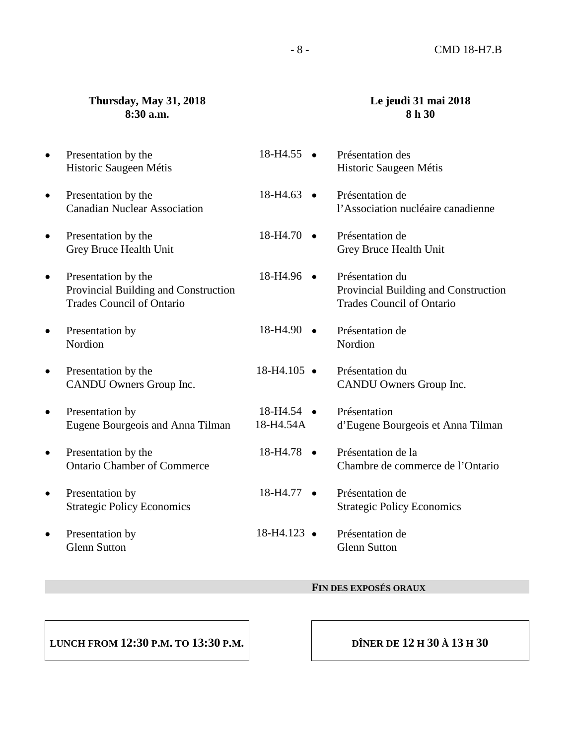| Thursday, May 31, 2018 8:30 a.m. | | Le jeudi 31 mai 2018 8 h 30 |
|---|---|---|
| • Presentation by the Historic Saugeen Métis | 18-H4.55 | • Présentation des Historic Saugeen Métis |
| • Presentation by the Canadian Nuclear Association | 18-H4.63 | • Présentation de l'Association nucléaire canadienne |
| • Presentation by the Grey Bruce Health Unit | 18-H4.70 | • Présentation de Grey Bruce Health Unit |
| • Presentation by the Provincial Building and Construction Trades Council of Ontario | 18-H4.96 | • Présentation du Provincial Building and Construction Trades Council of Ontario |
| • Presentation by Nordion | 18-H4.90 | • Présentation de Nordion |
| • Presentation by the CANDU Owners Group Inc. | 18-H4.105 | • Présentation du CANDU Owners Group Inc. |
| • Presentation by Eugene Bourgeois and Anna Tilman | 18-H4.54 18-H4.54A | • Présentation d'Eugene Bourgeois et Anna Tilman |
| • Presentation by the Ontario Chamber of Commerce | 18-H4.78 | • Présentation de la Chambre de commerce de l'Ontario |
| • Presentation by Strategic Policy Economics | 18-H4.77 | • Présentation de Strategic Policy Economics |
| • Presentation by Glenn Sutton | 18-H4.123 | • Présentation de Glenn Sutton |

**FIN DES EXPOSÉS ORAUX**

**LUNCH FROM 12:30 P.M. TO 13:30 P.M.**

**DÎNER DE 12 H 30 À 13 H 30**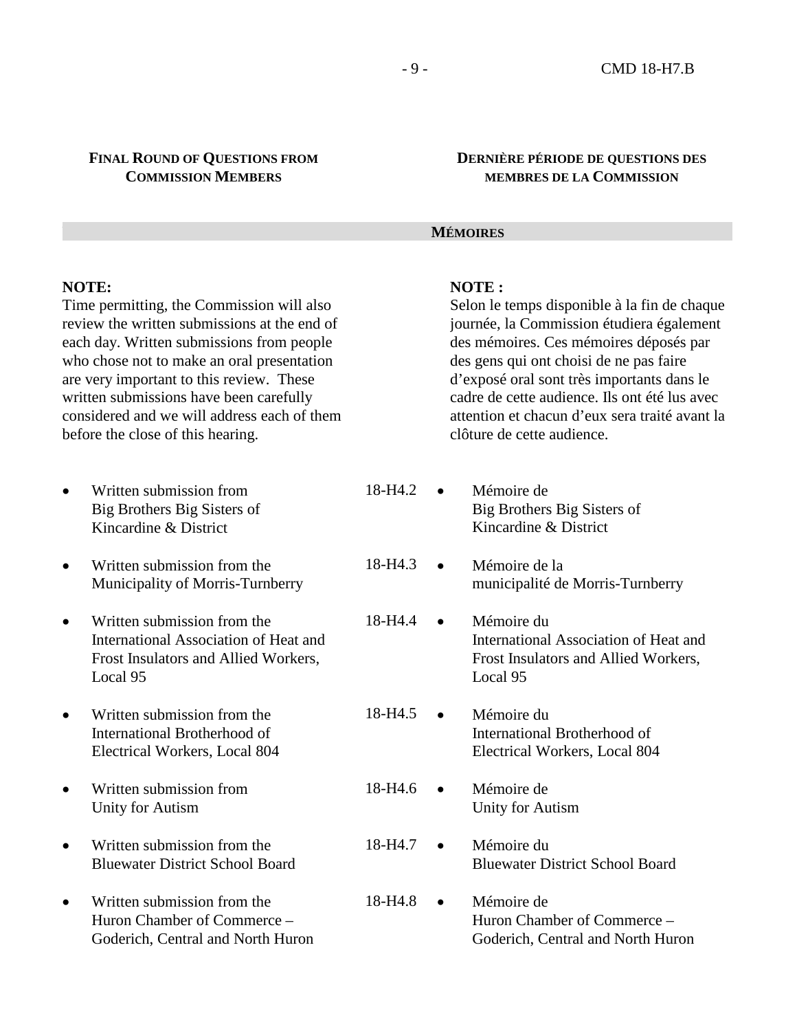**FINAL ROUND OF QUESTIONS FROM COMMISSION MEMBERS**

**DERNIÈRE PÉRIODE DE QUESTIONS DES MEMBRES DE LA COMMISSION**

**MÉMOIRES**

**NOTE:**
Time permitting, the Commission will also review the written submissions at the end of each day. Written submissions from people who chose not to make an oral presentation are very important to this review. These written submissions have been carefully considered and we will address each of them before the close of this hearing.

**NOTE :**
Selon le temps disponible à la fin de chaque journée, la Commission étudiera également des mémoires. Ces mémoires déposés par des gens qui ont choisi de ne pas faire d'exposé oral sont très importants dans le cadre de cette audience. Ils ont été lus avec attention et chacun d'eux sera traité avant la clôture de cette audience.

| | | |
|---|---|---|
| • Written submission from Big Brothers Big Sisters of Kincardine & District | 18-H4.2 | • Mémoire de Big Brothers Big Sisters of Kincardine & District |
| • Written submission from the Municipality of Morris-Turnberry | 18-H4.3 | • Mémoire de la municipalité de Morris-Turnberry |
| • Written submission from the International Association of Heat and Frost Insulators and Allied Workers, Local 95 | 18-H4.4 | • Mémoire du International Association of Heat and Frost Insulators and Allied Workers, Local 95 |
| • Written submission from the International Brotherhood of Electrical Workers, Local 804 | 18-H4.5 | • Mémoire du International Brotherhood of Electrical Workers, Local 804 |
| • Written submission from Unity for Autism | 18-H4.6 | • Mémoire de Unity for Autism |
| • Written submission from the Bluewater District School Board | 18-H4.7 | • Mémoire du Bluewater District School Board |
| • Written submission from the Huron Chamber of Commerce – Goderich, Central and North Huron | 18-H4.8 | • Mémoire de Huron Chamber of Commerce – Goderich, Central and North Huron |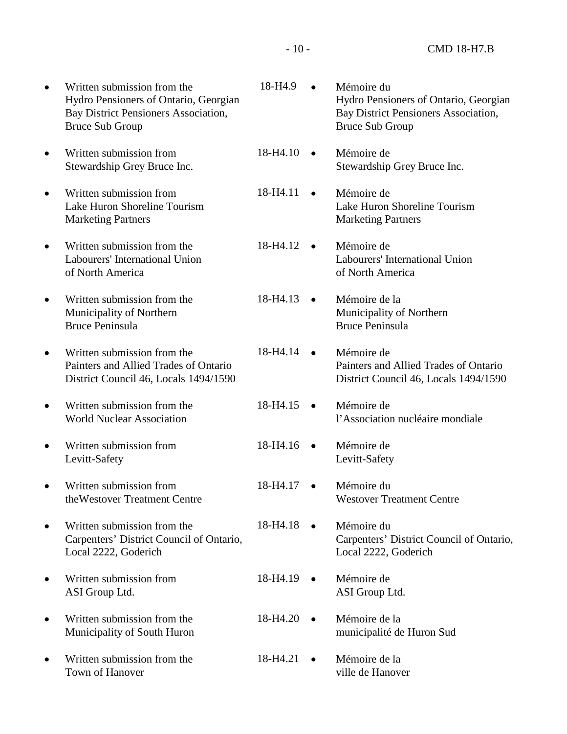| | | |
|---|---|---|
| • Written submission from the Hydro Pensioners of Ontario, Georgian Bay District Pensioners Association, Bruce Sub Group | 18-H4.9 | • Mémoire du Hydro Pensioners of Ontario, Georgian Bay District Pensioners Association, Bruce Sub Group |
| • Written submission from Stewardship Grey Bruce Inc. | 18-H4.10 | • Mémoire de Stewardship Grey Bruce Inc. |
| • Written submission from Lake Huron Shoreline Tourism Marketing Partners | 18-H4.11 | • Mémoire de Lake Huron Shoreline Tourism Marketing Partners |
| • Written submission from the Labourers' International Union of North America | 18-H4.12 | • Mémoire de Labourers' International Union of North America |
| • Written submission from the Municipality of Northern Bruce Peninsula | 18-H4.13 | • Mémoire de la Municipality of Northern Bruce Peninsula |
| • Written submission from the Painters and Allied Trades of Ontario District Council 46, Locals 1494/1590 | 18-H4.14 | • Mémoire de Painters and Allied Trades of Ontario District Council 46, Locals 1494/1590 |
| • Written submission from the World Nuclear Association | 18-H4.15 | • Mémoire de l'Association nucléaire mondiale |
| • Written submission from Levitt-Safety | 18-H4.16 | • Mémoire de Levitt-Safety |
| • Written submission from theWestover Treatment Centre | 18-H4.17 | • Mémoire du Westover Treatment Centre |
| • Written submission from the Carpenters' District Council of Ontario, Local 2222, Goderich | 18-H4.18 | • Mémoire du Carpenters' District Council of Ontario, Local 2222, Goderich |
| • Written submission from ASI Group Ltd. | 18-H4.19 | • Mémoire de ASI Group Ltd. |
| • Written submission from the Municipality of South Huron | 18-H4.20 | • Mémoire de la municipalité de Huron Sud |
| • Written submission from the Town of Hanover | 18-H4.21 | • Mémoire de la ville de Hanover |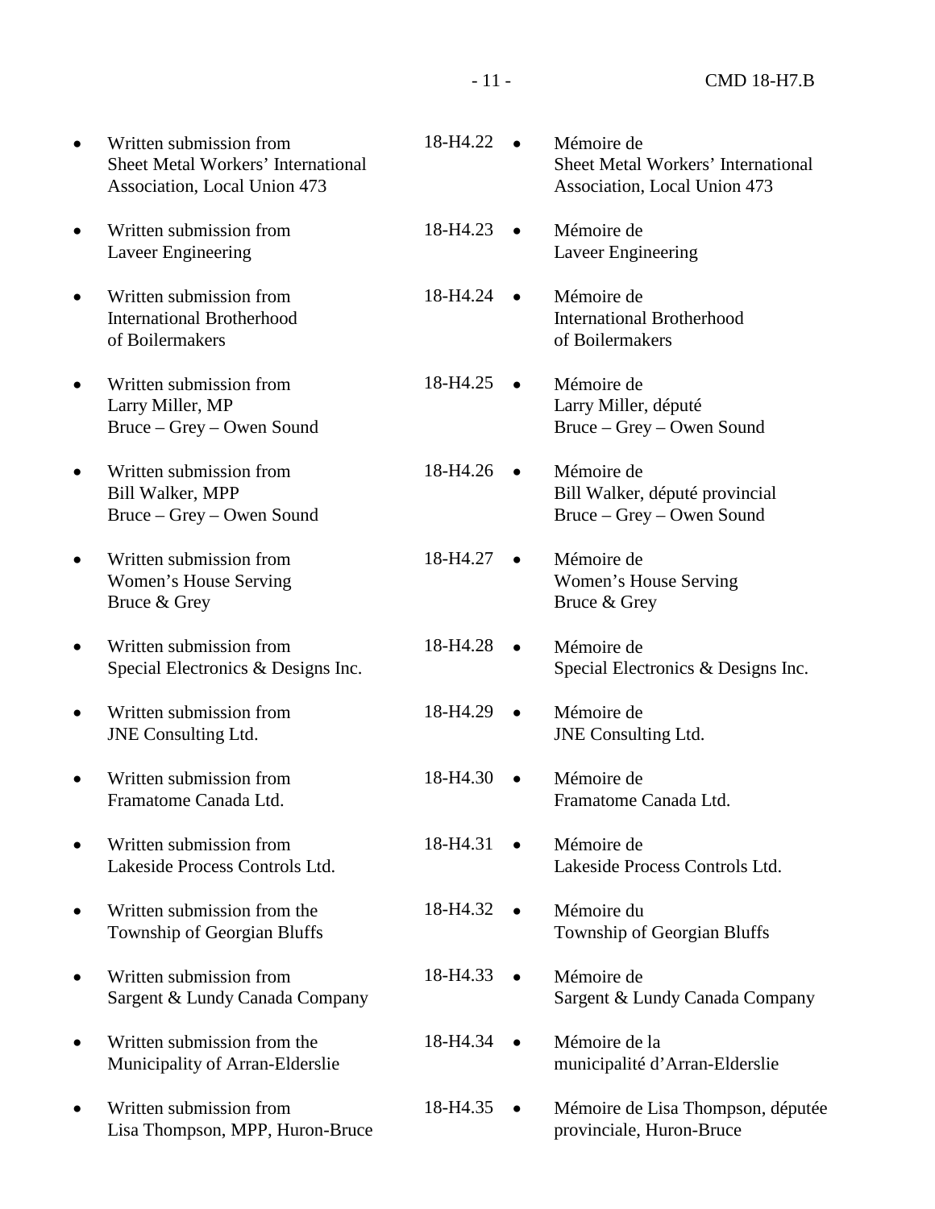| | | |
|---|---|---|
| • Written submission from Sheet Metal Workers' International Association, Local Union 473 | 18-H4.22 | • Mémoire de Sheet Metal Workers' International Association, Local Union 473 |
| • Written submission from Laveer Engineering | 18-H4.23 | • Mémoire de Laveer Engineering |
| • Written submission from International Brotherhood of Boilermakers | 18-H4.24 | • Mémoire de International Brotherhood of Boilermakers |
| • Written submission from Larry Miller, MP Bruce – Grey – Owen Sound | 18-H4.25 | • Mémoire de Larry Miller, député Bruce – Grey – Owen Sound |
| • Written submission from Bill Walker, MPP Bruce – Grey – Owen Sound | 18-H4.26 | • Mémoire de Bill Walker, député provincial Bruce – Grey – Owen Sound |
| • Written submission from Women's House Serving Bruce & Grey | 18-H4.27 | • Mémoire de Women's House Serving Bruce & Grey |
| • Written submission from Special Electronics & Designs Inc. | 18-H4.28 | • Mémoire de Special Electronics & Designs Inc. |
| • Written submission from JNE Consulting Ltd. | 18-H4.29 | • Mémoire de JNE Consulting Ltd. |
| • Written submission from Framatome Canada Ltd. | 18-H4.30 | • Mémoire de Framatome Canada Ltd. |
| • Written submission from Lakeside Process Controls Ltd. | 18-H4.31 | • Mémoire de Lakeside Process Controls Ltd. |
| • Written submission from the Township of Georgian Bluffs | 18-H4.32 | • Mémoire du Township of Georgian Bluffs |
| • Written submission from Sargent & Lundy Canada Company | 18-H4.33 | • Mémoire de Sargent & Lundy Canada Company |
| • Written submission from the Municipality of Arran-Elderslie | 18-H4.34 | • Mémoire de la municipalité d'Arran-Elderslie |
| • Written submission from Lisa Thompson, MPP, Huron-Bruce | 18-H4.35 | • Mémoire de Lisa Thompson, députée provinciale, Huron-Bruce |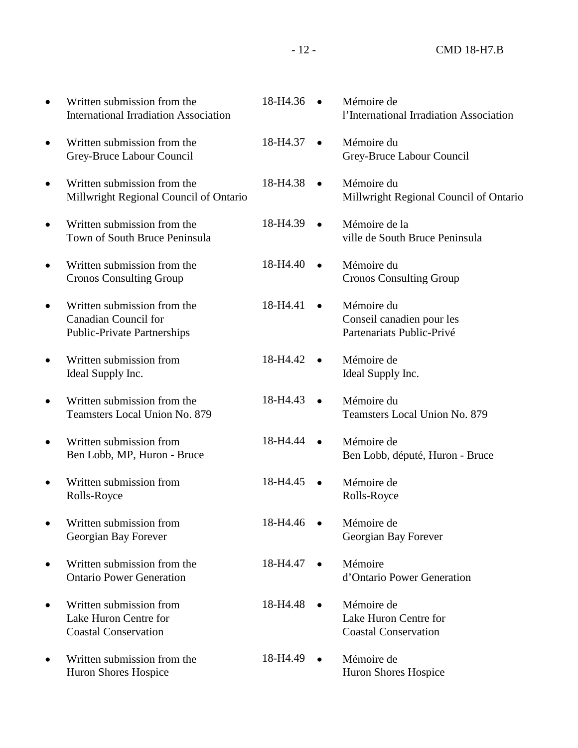| | | |
|---|---|---|
| • Written submission from the International Irradiation Association | 18-H4.36 | • Mémoire de l'International Irradiation Association |
| • Written submission from the Grey-Bruce Labour Council | 18-H4.37 | • Mémoire du Grey-Bruce Labour Council |
| • Written submission from the Millwright Regional Council of Ontario | 18-H4.38 | • Mémoire du Millwright Regional Council of Ontario |
| • Written submission from the Town of South Bruce Peninsula | 18-H4.39 | • Mémoire de la ville de South Bruce Peninsula |
| • Written submission from the Cronos Consulting Group | 18-H4.40 | • Mémoire du Cronos Consulting Group |
| • Written submission from the Canadian Council for Public-Private Partnerships | 18-H4.41 | • Mémoire du Conseil canadien pour les Partenariats Public-Privé |
| • Written submission from Ideal Supply Inc. | 18-H4.42 | • Mémoire de Ideal Supply Inc. |
| • Written submission from the Teamsters Local Union No. 879 | 18-H4.43 | • Mémoire du Teamsters Local Union No. 879 |
| • Written submission from Ben Lobb, MP, Huron - Bruce | 18-H4.44 | • Mémoire de Ben Lobb, député, Huron - Bruce |
| • Written submission from Rolls-Royce | 18-H4.45 | • Mémoire de Rolls-Royce |
| • Written submission from Georgian Bay Forever | 18-H4.46 | • Mémoire de Georgian Bay Forever |
| • Written submission from the Ontario Power Generation | 18-H4.47 | • Mémoire d'Ontario Power Generation |
| • Written submission from Lake Huron Centre for Coastal Conservation | 18-H4.48 | • Mémoire de Lake Huron Centre for Coastal Conservation |
| • Written submission from the Huron Shores Hospice | 18-H4.49 | • Mémoire de Huron Shores Hospice |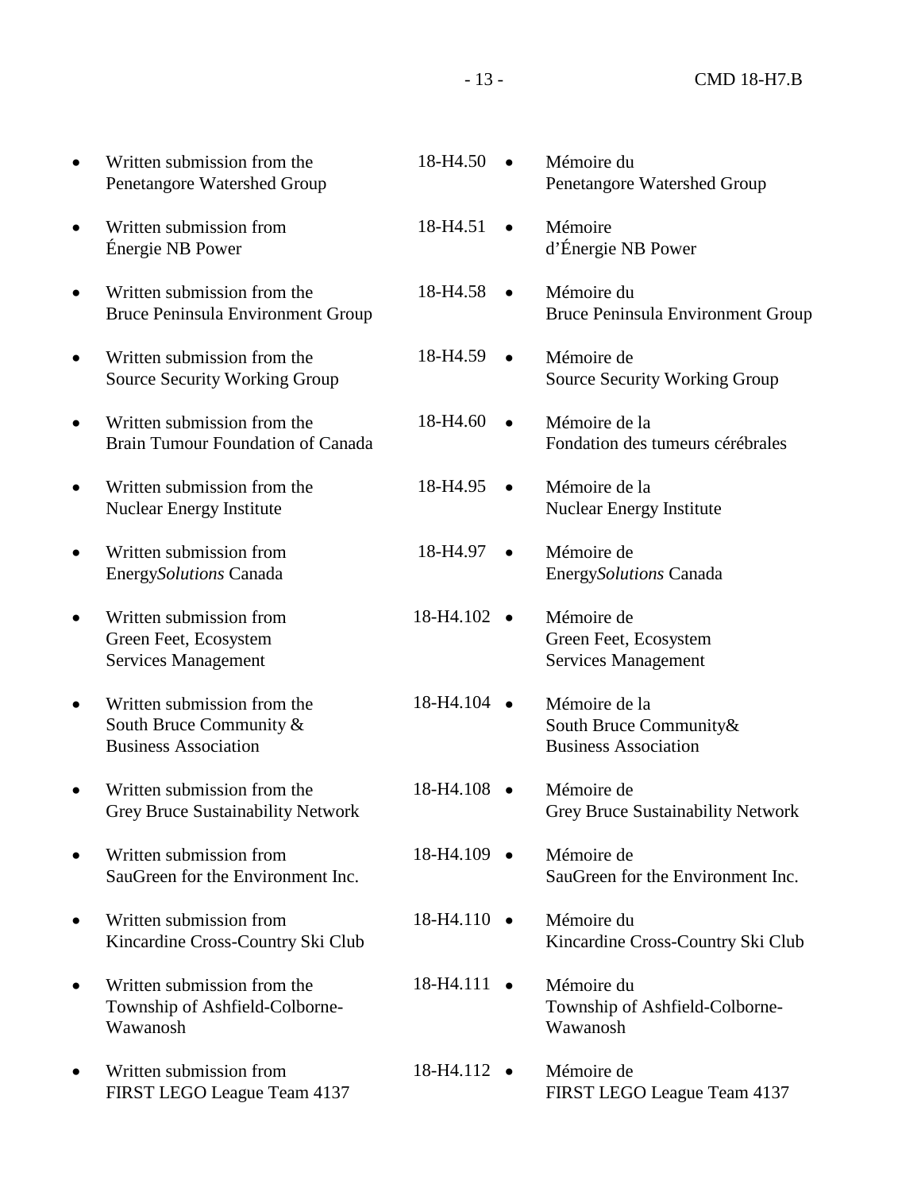| | | |
|---|---|---|
| • Written submission from the Penetangore Watershed Group | 18-H4.50 | • Mémoire du Penetangore Watershed Group |
| • Written submission from Énergie NB Power | 18-H4.51 | • Mémoire d'Énergie NB Power |
| • Written submission from the Bruce Peninsula Environment Group | 18-H4.58 | • Mémoire du Bruce Peninsula Environment Group |
| • Written submission from the Source Security Working Group | 18-H4.59 | • Mémoire de Source Security Working Group |
| • Written submission from the Brain Tumour Foundation of Canada | 18-H4.60 | • Mémoire de la Fondation des tumeurs cérébrales |
| • Written submission from the Nuclear Energy Institute | 18-H4.95 | • Mémoire de la Nuclear Energy Institute |
| • Written submission from Energy*Solutions* Canada | 18-H4.97 | • Mémoire de Energy*Solutions* Canada |
| • Written submission from Green Feet, Ecosystem Services Management | 18-H4.102 | • Mémoire de Green Feet, Ecosystem Services Management |
| • Written submission from the South Bruce Community & Business Association | 18-H4.104 | • Mémoire de la South Bruce Community& Business Association |
| • Written submission from the Grey Bruce Sustainability Network | 18-H4.108 | • Mémoire de Grey Bruce Sustainability Network |
| • Written submission from SauGreen for the Environment Inc. | 18-H4.109 | • Mémoire de SauGreen for the Environment Inc. |
| • Written submission from Kincardine Cross-Country Ski Club | 18-H4.110 | • Mémoire du Kincardine Cross-Country Ski Club |
| • Written submission from the Township of Ashfield-Colborne-Wawanosh | 18-H4.111 | • Mémoire du Township of Ashfield-Colborne-Wawanosh |
| • Written submission from FIRST LEGO League Team 4137 | 18-H4.112 | • Mémoire de FIRST LEGO League Team 4137 |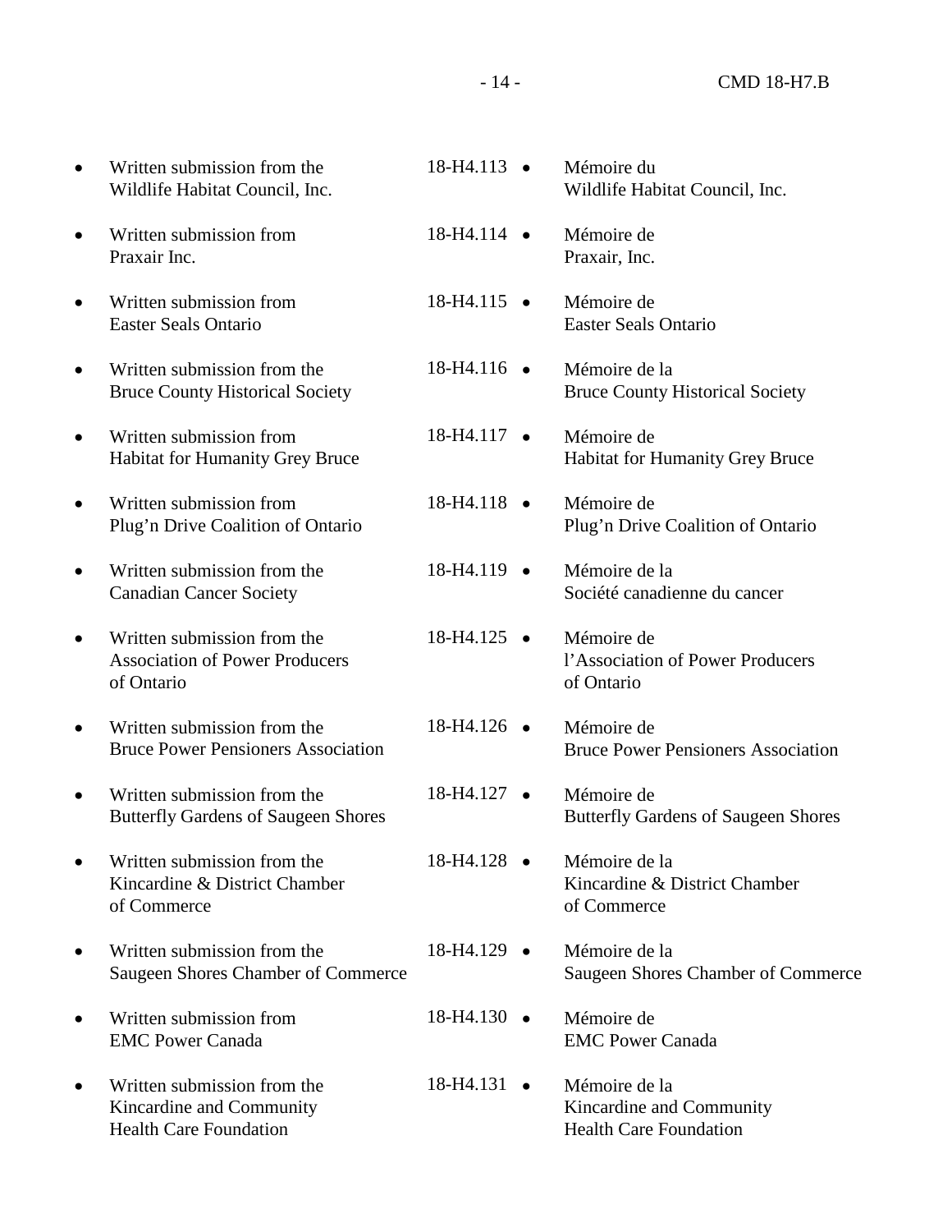| | | |
|---|---|---|
| • Written submission from the Wildlife Habitat Council, Inc. | 18-H4.113 | • Mémoire du Wildlife Habitat Council, Inc. |
| • Written submission from Praxair Inc. | 18-H4.114 | • Mémoire de Praxair, Inc. |
| • Written submission from Easter Seals Ontario | 18-H4.115 | • Mémoire de Easter Seals Ontario |
| • Written submission from the Bruce County Historical Society | 18-H4.116 | • Mémoire de la Bruce County Historical Society |
| • Written submission from Habitat for Humanity Grey Bruce | 18-H4.117 | • Mémoire de Habitat for Humanity Grey Bruce |
| • Written submission from Plug'n Drive Coalition of Ontario | 18-H4.118 | • Mémoire de Plug'n Drive Coalition of Ontario |
| • Written submission from the Canadian Cancer Society | 18-H4.119 | • Mémoire de la Société canadienne du cancer |
| • Written submission from the Association of Power Producers of Ontario | 18-H4.125 | • Mémoire de l'Association of Power Producers of Ontario |
| • Written submission from the Bruce Power Pensioners Association | 18-H4.126 | • Mémoire de Bruce Power Pensioners Association |
| • Written submission from the Butterfly Gardens of Saugeen Shores | 18-H4.127 | • Mémoire de Butterfly Gardens of Saugeen Shores |
| • Written submission from the Kincardine & District Chamber of Commerce | 18-H4.128 | • Mémoire de la Kincardine & District Chamber of Commerce |
| • Written submission from the Saugeen Shores Chamber of Commerce | 18-H4.129 | • Mémoire de la Saugeen Shores Chamber of Commerce |
| • Written submission from EMC Power Canada | 18-H4.130 | • Mémoire de EMC Power Canada |
| • Written submission from the Kincardine and Community Health Care Foundation | 18-H4.131 | • Mémoire de la Kincardine and Community Health Care Foundation |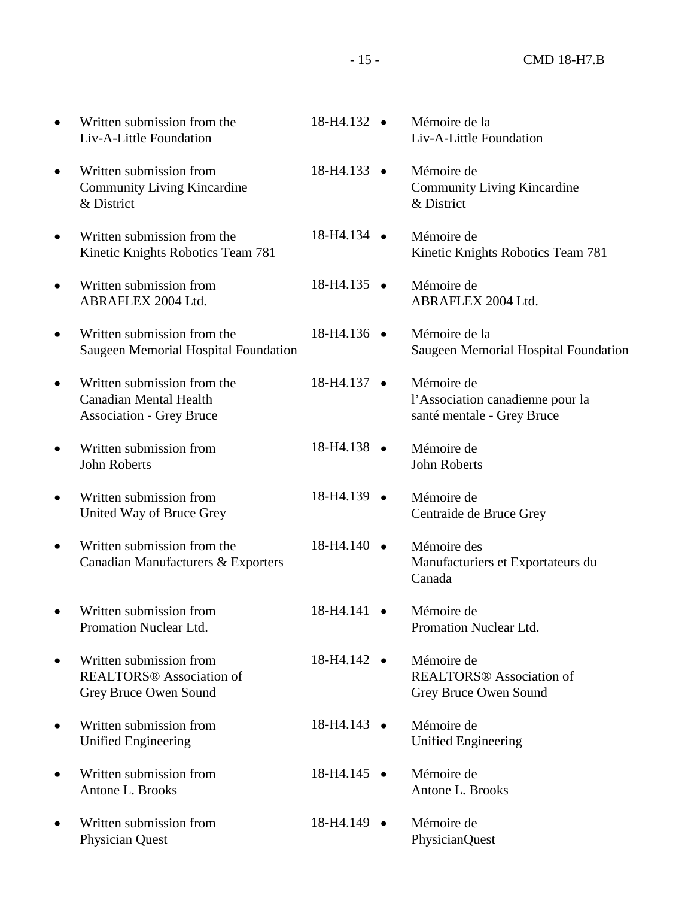| | | |
|---|---|---|
| • Written submission from the Liv-A-Little Foundation | 18-H4.132 | • Mémoire de la Liv-A-Little Foundation |
| • Written submission from Community Living Kincardine & District | 18-H4.133 | • Mémoire de Community Living Kincardine & District |
| • Written submission from the Kinetic Knights Robotics Team 781 | 18-H4.134 | • Mémoire de Kinetic Knights Robotics Team 781 |
| • Written submission from ABRAFLEX 2004 Ltd. | 18-H4.135 | • Mémoire de ABRAFLEX 2004 Ltd. |
| • Written submission from the Saugeen Memorial Hospital Foundation | 18-H4.136 | • Mémoire de la Saugeen Memorial Hospital Foundation |
| • Written submission from the Canadian Mental Health Association - Grey Bruce | 18-H4.137 | • Mémoire de l'Association canadienne pour la santé mentale - Grey Bruce |
| • Written submission from John Roberts | 18-H4.138 | • Mémoire de John Roberts |
| • Written submission from United Way of Bruce Grey | 18-H4.139 | • Mémoire de Centraide de Bruce Grey |
| • Written submission from the Canadian Manufacturers & Exporters | 18-H4.140 | • Mémoire des Manufacturiers et Exportateurs du Canada |
| • Written submission from Promation Nuclear Ltd. | 18-H4.141 | • Mémoire de Promation Nuclear Ltd. |
| • Written submission from REALTORS® Association of Grey Bruce Owen Sound | 18-H4.142 | • Mémoire de REALTORS® Association of Grey Bruce Owen Sound |
| • Written submission from Unified Engineering | 18-H4.143 | • Mémoire de Unified Engineering |
| • Written submission from Antone L. Brooks | 18-H4.145 | • Mémoire de Antone L. Brooks |
| • Written submission from Physician Quest | 18-H4.149 | • Mémoire de PhysicianQuest |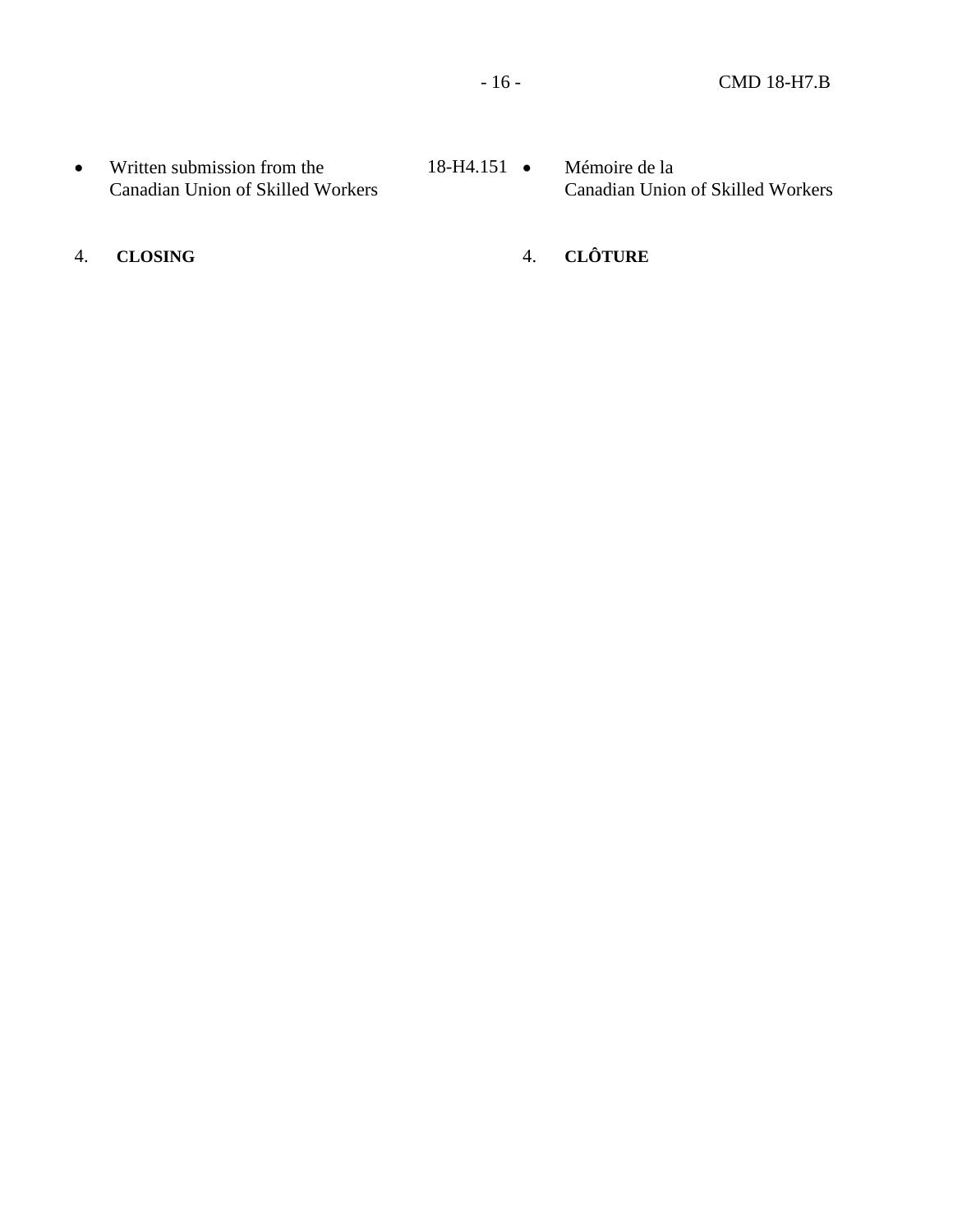| | | |
|---|---|---|
| • Written submission from the Canadian Union of Skilled Workers | 18-H4.151 | • Mémoire de la Canadian Union of Skilled Workers |

4. **CLOSING**

4. **CLÔTURE**